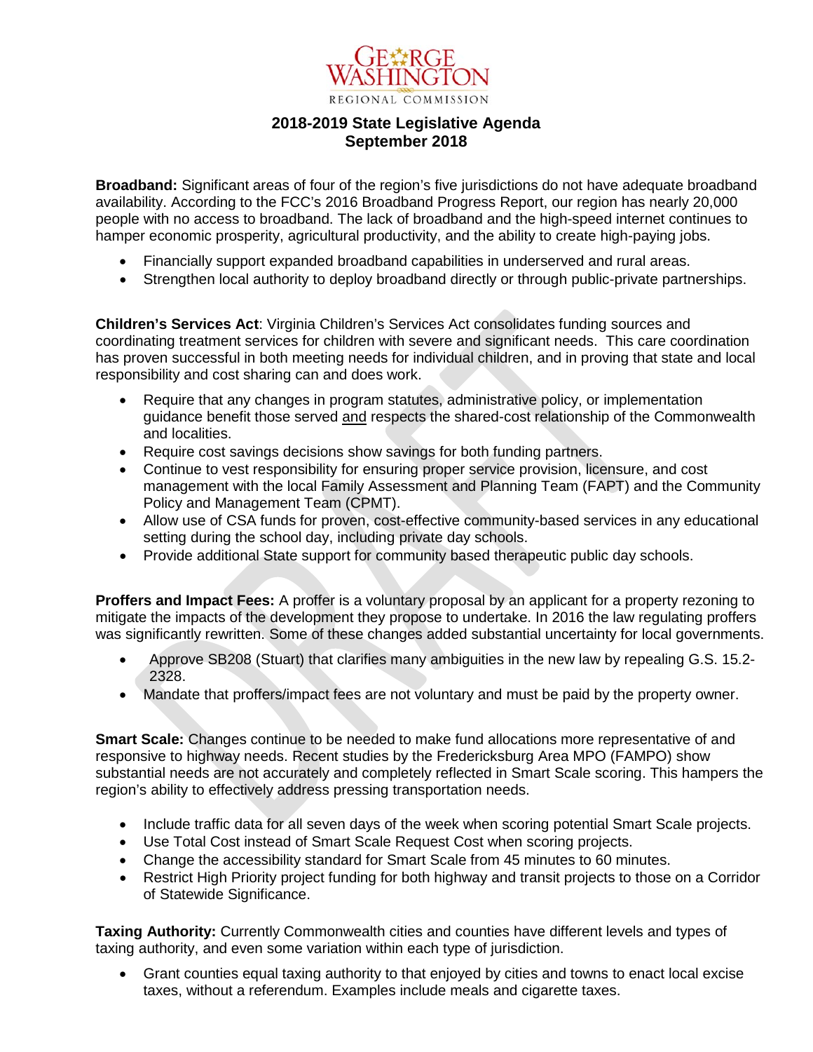GEORGE WASHINGTON REGIONAL COMMISSION

## 2018-2019 State Legislative Agenda
## September 2018

**Broadband:** Significant areas of four of the region's five jurisdictions do not have adequate broadband availability. According to the FCC's 2016 Broadband Progress Report, our region has nearly 20,000 people with no access to broadband. The lack of broadband and the high-speed internet continues to hamper economic prosperity, agricultural productivity, and the ability to create high-paying jobs.

- Financially support expanded broadband capabilities in underserved and rural areas.
- Strengthen local authority to deploy broadband directly or through public-private partnerships.

**Children's Services Act**: Virginia Children's Services Act consolidates funding sources and coordinating treatment services for children with severe and significant needs. This care coordination has proven successful in both meeting needs for individual children, and in proving that state and local responsibility and cost sharing can and does work.

- Require that any changes in program statutes, administrative policy, or implementation guidance benefit those served and respects the shared-cost relationship of the Commonwealth and localities.
- Require cost savings decisions show savings for both funding partners.
- Continue to vest responsibility for ensuring proper service provision, licensure, and cost management with the local Family Assessment and Planning Team (FAPT) and the Community Policy and Management Team (CPMT).
- Allow use of CSA funds for proven, cost-effective community-based services in any educational setting during the school day, including private day schools.
- Provide additional State support for community based therapeutic public day schools.

**Proffers and Impact Fees:** A proffer is a voluntary proposal by an applicant for a property rezoning to mitigate the impacts of the development they propose to undertake. In 2016 the law regulating proffers was significantly rewritten. Some of these changes added substantial uncertainty for local governments.

- Approve SB208 (Stuart) that clarifies many ambiguities in the new law by repealing G.S. 15.2-2328.
- Mandate that proffers/impact fees are not voluntary and must be paid by the property owner.

**Smart Scale:** Changes continue to be needed to make fund allocations more representative of and responsive to highway needs. Recent studies by the Fredericksburg Area MPO (FAMPO) show substantial needs are not accurately and completely reflected in Smart Scale scoring. This hampers the region's ability to effectively address pressing transportation needs.

- Include traffic data for all seven days of the week when scoring potential Smart Scale projects.
- Use Total Cost instead of Smart Scale Request Cost when scoring projects.
- Change the accessibility standard for Smart Scale from 45 minutes to 60 minutes.
- Restrict High Priority project funding for both highway and transit projects to those on a Corridor of Statewide Significance.

**Taxing Authority:** Currently Commonwealth cities and counties have different levels and types of taxing authority, and even some variation within each type of jurisdiction.

- Grant counties equal taxing authority to that enjoyed by cities and towns to enact local excise taxes, without a referendum. Examples include meals and cigarette taxes.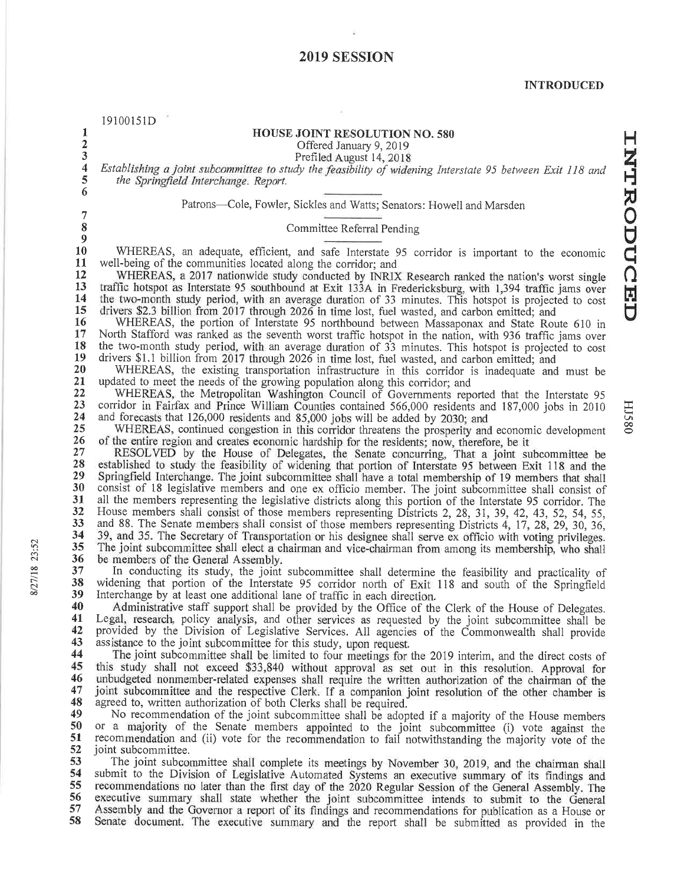# 2019 SESSION

**INTRODUCED**

19100151D

## HOUSE JOINT RESOLUTION NO. 580

Offered January 9, 2019

Prefiled August 14, 2018

*Establishing a joint subcommittee to study the feasibility of widening Interstate 95 between Exit 118 and the Springfield Interchange. Report.*

Patrons—Cole, Fowler, Sickles and Watts; Senators: Howell and Marsden

Committee Referral Pending

WHEREAS, an adequate, efficient, and safe Interstate 95 corridor is important to the economic well-being of the communities located along the corridor; and

WHEREAS, a 2017 nationwide study conducted by INRIX Research ranked the nation's worst single traffic hotspot as Interstate 95 southbound at Exit 133A in Fredericksburg, with 1,394 traffic jams over the two-month study period, with an average duration of 33 minutes. This hotspot is projected to cost drivers $2.3 billion from 2017 through 2026 in time lost, fuel wasted, and carbon emitted; and

WHEREAS, the portion of Interstate 95 northbound between Massaponax and State Route 610 in North Stafford was ranked as the seventh worst traffic hotspot in the nation, with 936 traffic jams over the two-month study period, with an average duration of 33 minutes. This hotspot is projected to cost drivers $1.1 billion from 2017 through 2026 in time lost, fuel wasted, and carbon emitted; and

WHEREAS, the existing transportation infrastructure in this corridor is inadequate and must be updated to meet the needs of the growing population along this corridor; and

WHEREAS, the Metropolitan Washington Council of Governments reported that the Interstate 95 corridor in Fairfax and Prince William Counties contained 566,000 residents and 187,000 jobs in 2010 and forecasts that 126,000 residents and 85,000 jobs will be added by 2030; and

WHEREAS, continued congestion in this corridor threatens the prosperity and economic development of the entire region and creates economic hardship for the residents; now, therefore, be it

RESOLVED by the House of Delegates, the Senate concurring, That a joint subcommittee be established to study the feasibility of widening that portion of Interstate 95 between Exit 118 and the Springfield Interchange. The joint subcommittee shall have a total membership of 19 members that shall consist of 18 legislative members and one ex officio member. The joint subcommittee shall consist of all the members representing the legislative districts along this portion of the Interstate 95 corridor. The House members shall consist of those members representing Districts 2, 28, 31, 39, 42, 43, 52, 54, 55, and 88. The Senate members shall consist of those members representing Districts 4, 17, 28, 29, 30, 36, 39, and 35. The Secretary of Transportation or his designee shall serve ex officio with voting privileges. The joint subcommittee shall elect a chairman and vice-chairman from among its membership, who shall be members of the General Assembly.

In conducting its study, the joint subcommittee shall determine the feasibility and practicality of widening that portion of the Interstate 95 corridor north of Exit 118 and south of the Springfield Interchange by at least one additional lane of traffic in each direction.

Administrative staff support shall be provided by the Office of the Clerk of the House of Delegates. Legal, research, policy analysis, and other services as requested by the joint subcommittee shall be provided by the Division of Legislative Services. All agencies of the Commonwealth shall provide assistance to the joint subcommittee for this study, upon request.

The joint subcommittee shall be limited to four meetings for the 2019 interim, and the direct costs of this study shall not exceed $33,840 without approval as set out in this resolution. Approval for unbudgeted nonmember-related expenses shall require the written authorization of the chairman of the joint subcommittee and the respective Clerk. If a companion joint resolution of the other chamber is agreed to, written authorization of both Clerks shall be required.

No recommendation of the joint subcommittee shall be adopted if a majority of the House members or a majority of the Senate members appointed to the joint subcommittee (i) vote against the recommendation and (ii) vote for the recommendation to fail notwithstanding the majority vote of the joint subcommittee.

The joint subcommittee shall complete its meetings by November 30, 2019, and the chairman shall submit to the Division of Legislative Automated Systems an executive summary of its findings and recommendations no later than the first day of the 2020 Regular Session of the General Assembly. The executive summary shall state whether the joint subcommittee intends to submit to the General Assembly and the Governor a report of its findings and recommendations for publication as a House or Senate document. The executive summary and the report shall be submitted as provided in the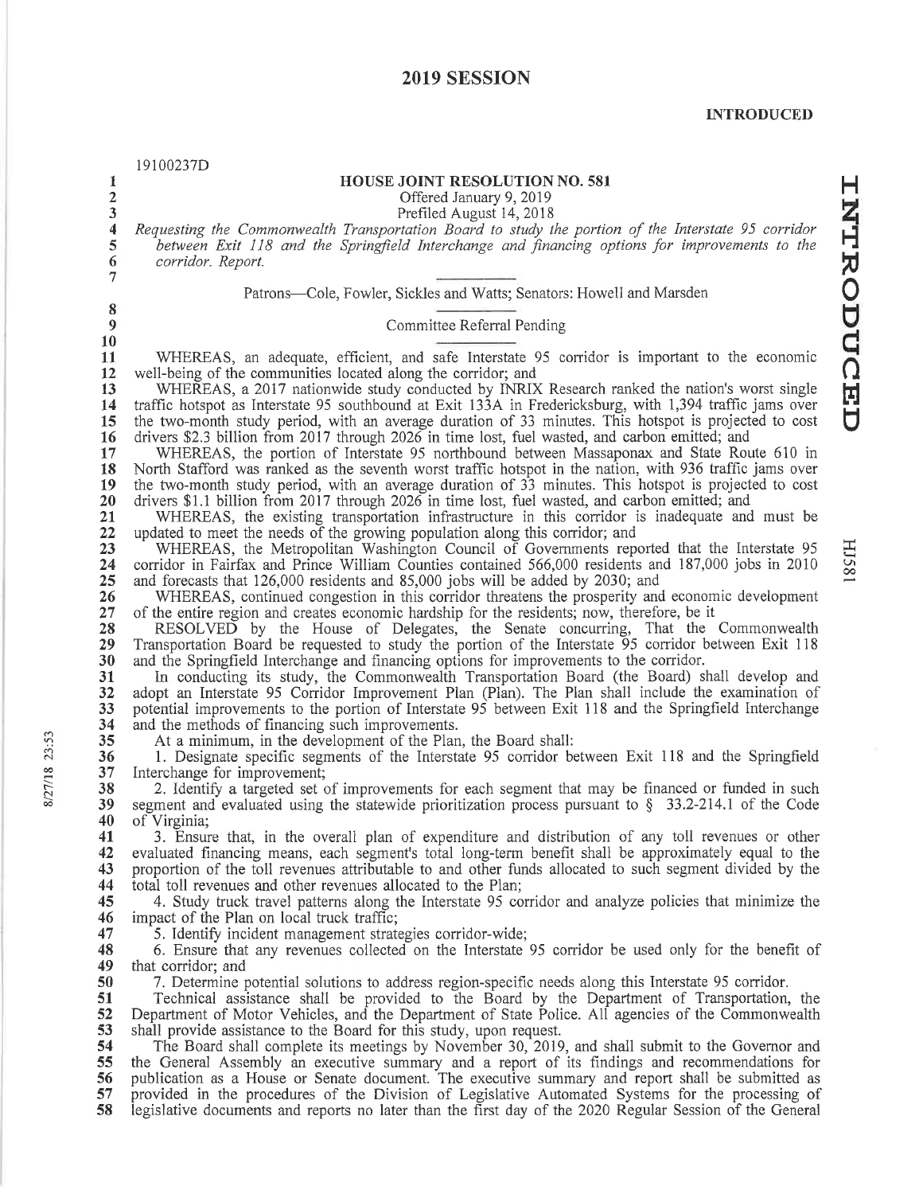# 2019 SESSION

**INTRODUCED**

19100237D

## HOUSE JOINT RESOLUTION NO. 581

Offered January 9, 2019

Prefiled August 14, 2018

*Requesting the Commonwealth Transportation Board to study the portion of the Interstate 95 corridor between Exit 118 and the Springfield Interchange and financing options for improvements to the corridor. Report.*

Patrons—Cole, Fowler, Sickles and Watts; Senators: Howell and Marsden

Committee Referral Pending

WHEREAS, an adequate, efficient, and safe Interstate 95 corridor is important to the economic well-being of the communities located along the corridor; and

WHEREAS, a 2017 nationwide study conducted by INRIX Research ranked the nation's worst single traffic hotspot as Interstate 95 southbound at Exit 133A in Fredericksburg, with 1,394 traffic jams over the two-month study period, with an average duration of 33 minutes. This hotspot is projected to cost drivers $2.3 billion from 2017 through 2026 in time lost, fuel wasted, and carbon emitted; and

WHEREAS, the portion of Interstate 95 northbound between Massaponax and State Route 610 in North Stafford was ranked as the seventh worst traffic hotspot in the nation, with 936 traffic jams over the two-month study period, with an average duration of 33 minutes. This hotspot is projected to cost drivers $1.1 billion from 2017 through 2026 in time lost, fuel wasted, and carbon emitted; and

WHEREAS, the existing transportation infrastructure in this corridor is inadequate and must be updated to meet the needs of the growing population along this corridor; and

WHEREAS, the Metropolitan Washington Council of Governments reported that the Interstate 95 corridor in Fairfax and Prince William Counties contained 566,000 residents and 187,000 jobs in 2010 and forecasts that 126,000 residents and 85,000 jobs will be added by 2030; and

WHEREAS, continued congestion in this corridor threatens the prosperity and economic development of the entire region and creates economic hardship for the residents; now, therefore, be it

RESOLVED by the House of Delegates, the Senate concurring, That the Commonwealth Transportation Board be requested to study the portion of the Interstate 95 corridor between Exit 118 and the Springfield Interchange and financing options for improvements to the corridor.

In conducting its study, the Commonwealth Transportation Board (the Board) shall develop and adopt an Interstate 95 Corridor Improvement Plan (Plan). The Plan shall include the examination of potential improvements to the portion of Interstate 95 between Exit 118 and the Springfield Interchange and the methods of financing such improvements.

At a minimum, in the development of the Plan, the Board shall:

1. Designate specific segments of the Interstate 95 corridor between Exit 118 and the Springfield Interchange for improvement;

2. Identify a targeted set of improvements for each segment that may be financed or funded in such segment and evaluated using the statewide prioritization process pursuant to § 33.2-214.1 of the Code of Virginia;

3. Ensure that, in the overall plan of expenditure and distribution of any toll revenues or other evaluated financing means, each segment's total long-term benefit shall be approximately equal to the proportion of the toll revenues attributable to and other funds allocated to such segment divided by the total toll revenues and other revenues allocated to the Plan;

4. Study truck travel patterns along the Interstate 95 corridor and analyze policies that minimize the impact of the Plan on local truck traffic;

5. Identify incident management strategies corridor-wide;

6. Ensure that any revenues collected on the Interstate 95 corridor be used only for the benefit of that corridor; and

7. Determine potential solutions to address region-specific needs along this Interstate 95 corridor.

Technical assistance shall be provided to the Board by the Department of Transportation, the Department of Motor Vehicles, and the Department of State Police. All agencies of the Commonwealth shall provide assistance to the Board for this study, upon request.

The Board shall complete its meetings by November 30, 2019, and shall submit to the Governor and the General Assembly an executive summary and a report of its findings and recommendations for publication as a House or Senate document. The executive summary and report shall be submitted as provided in the procedures of the Division of Legislative Automated Systems for the processing of legislative documents and reports no later than the first day of the 2020 Regular Session of the General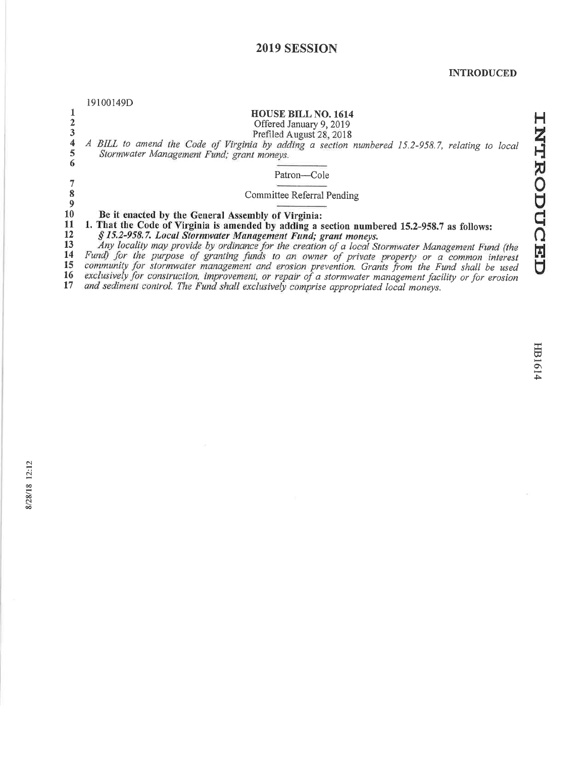# 2019 SESSION

**INTRODUCED**

19100149D

## HOUSE BILL NO. 1614

Offered January 9, 2019

Prefiled August 28, 2018

*A BILL to amend the Code of Virginia by adding a section numbered 15.2-958.7, relating to local Stormwater Management Fund; grant moneys.*

Patron—Cole

Committee Referral Pending

**Be it enacted by the General Assembly of Virginia:**

**1. That the Code of Virginia is amended by adding a section numbered 15.2-958.7 as follows:**

***§ 15.2-958.7. Local Stormwater Management Fund; grant moneys.***

*Any locality may provide by ordinance for the creation of a local Stormwater Management Fund (the Fund) for the purpose of granting funds to an owner of private property or a common interest community for stormwater management and erosion prevention. Grants from the Fund shall be used exclusively for construction, improvement, or repair of a stormwater management facility or for erosion and sediment control. The Fund shall exclusively comprise appropriated local moneys.*